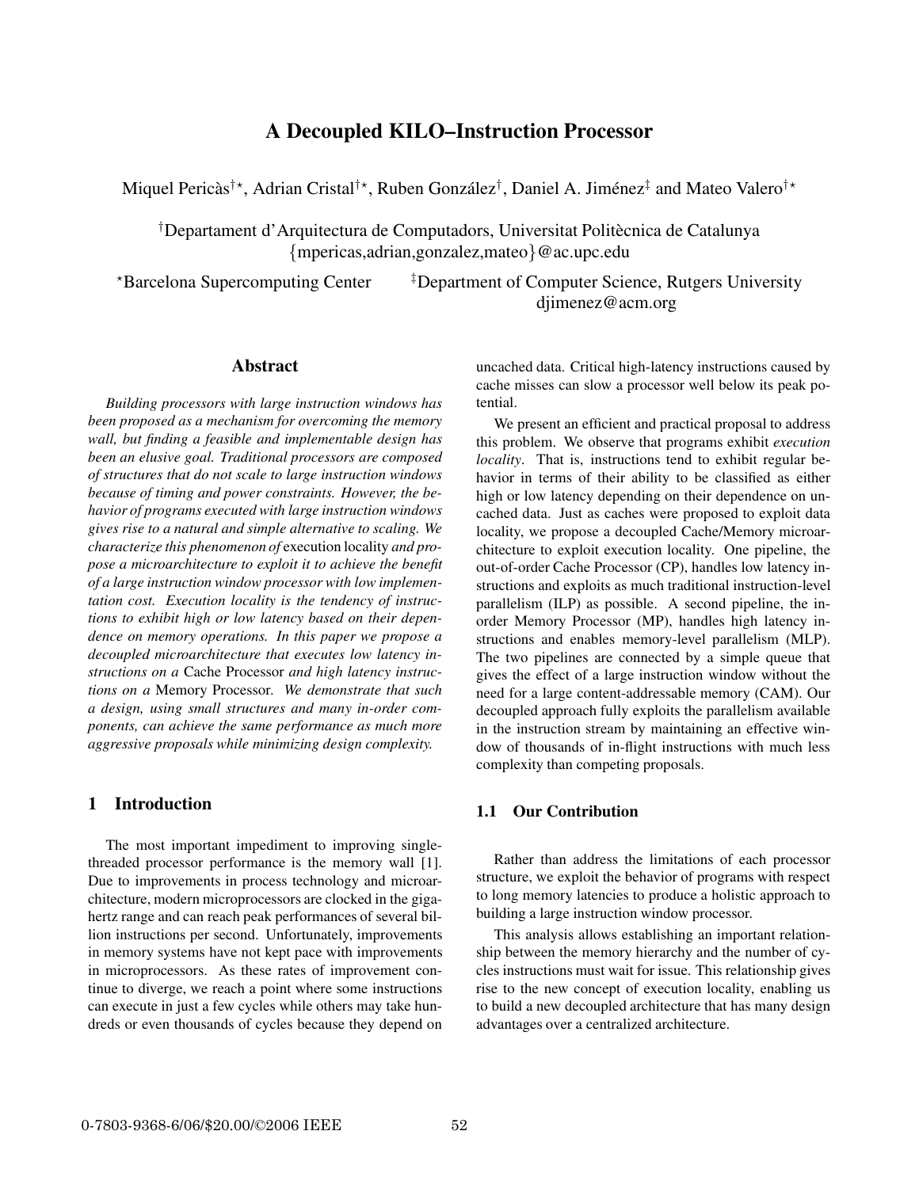# A Decoupled KILO–Instruction Processor

Miquel Pericàs[†⋆], Adrian Cristal[†⋆], Ruben González[†], Daniel A. Jiménez[‡] and Mateo Valero[†⋆]

[†]Departament d'Arquitectura de Computadors, Universitat Politècnica de Catalunya
{mpericas,adrian,gonzalez,mateo}@ac.upc.edu

[⋆]Barcelona Supercomputing Center

[‡]Department of Computer Science, Rutgers University
djimenez@acm.org

## Abstract

*Building processors with large instruction windows has been proposed as a mechanism for overcoming the memory wall, but finding a feasible and implementable design has been an elusive goal. Traditional processors are composed of structures that do not scale to large instruction windows because of timing and power constraints. However, the behavior of programs executed with large instruction windows gives rise to a natural and simple alternative to scaling. We characterize this phenomenon of* execution locality *and propose a microarchitecture to exploit it to achieve the benefit of a large instruction window processor with low implementation cost. Execution locality is the tendency of instructions to exhibit high or low latency based on their dependence on memory operations. In this paper we propose a decoupled microarchitecture that executes low latency instructions on a* Cache Processor *and high latency instructions on a* Memory Processor*. We demonstrate that such a design, using small structures and many in-order components, can achieve the same performance as much more aggressive proposals while minimizing design complexity.*

## 1 Introduction

The most important impediment to improving single-threaded processor performance is the memory wall [1]. Due to improvements in process technology and microarchitecture, modern microprocessors are clocked in the gigahertz range and can reach peak performances of several billion instructions per second. Unfortunately, improvements in memory systems have not kept pace with improvements in microprocessors. As these rates of improvement continue to diverge, we reach a point where some instructions can execute in just a few cycles while others may take hundreds or even thousands of cycles because they depend on uncached data. Critical high-latency instructions caused by cache misses can slow a processor well below its peak potential.

We present an efficient and practical proposal to address this problem. We observe that programs exhibit *execution locality*. That is, instructions tend to exhibit regular behavior in terms of their ability to be classified as either high or low latency depending on their dependence on uncached data. Just as caches were proposed to exploit data locality, we propose a decoupled Cache/Memory microarchitecture to exploit execution locality. One pipeline, the out-of-order Cache Processor (CP), handles low latency instructions and exploits as much traditional instruction-level parallelism (ILP) as possible. A second pipeline, the in-order Memory Processor (MP), handles high latency instructions and enables memory-level parallelism (MLP). The two pipelines are connected by a simple queue that gives the effect of a large instruction window without the need for a large content-addressable memory (CAM). Our decoupled approach fully exploits the parallelism available in the instruction stream by maintaining an effective window of thousands of in-flight instructions with much less complexity than competing proposals.

### 1.1 Our Contribution

Rather than address the limitations of each processor structure, we exploit the behavior of programs with respect to long memory latencies to produce a holistic approach to building a large instruction window processor.

This analysis allows establishing an important relationship between the memory hierarchy and the number of cycles instructions must wait for issue. This relationship gives rise to the new concept of execution locality, enabling us to build a new decoupled architecture that has many design advantages over a centralized architecture.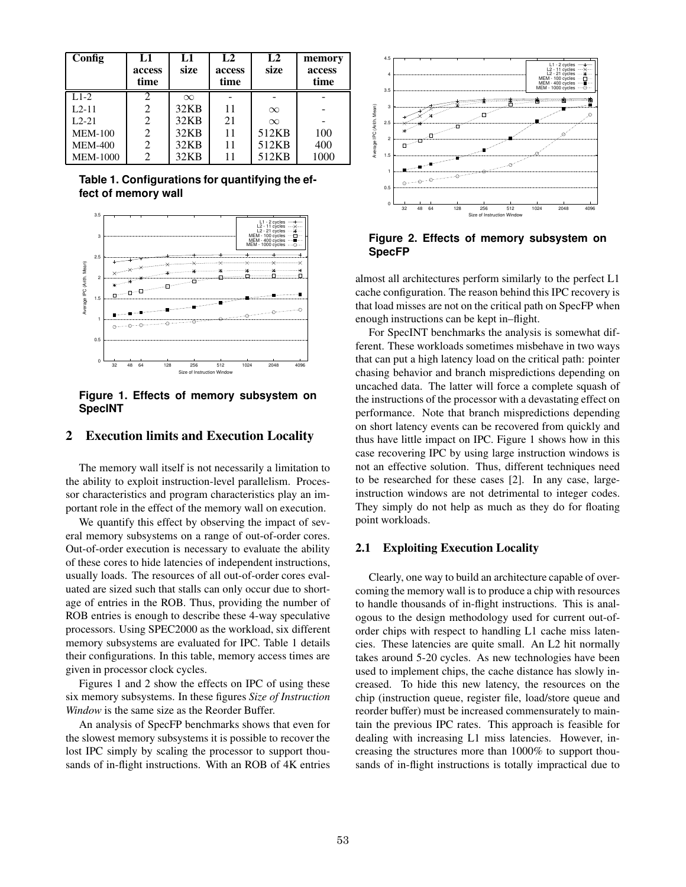| Config | L1 access time | L1 size | L2 access time | L2 size | memory access time |
|---|---|---|---|---|---|
| L1-2 | 2 | $\infty$ | - | - | - |
| L2-11 | 2 | 32KB | 11 | $\infty$ | - |
| L2-21 | 2 | 32KB | 21 | $\infty$ | - |
| MEM-100 | 2 | 32KB | 11 | 512KB | 100 |
| MEM-400 | 2 | 32KB | 11 | 512KB | 400 |
| MEM-1000 | 2 | 32KB | 11 | 512KB | 1000 |

**Table 1. Configurations for quantifying the effect of memory wall**

**Figure 1. Effects of memory subsystem on SpecINT**

## 2 Execution limits and Execution Locality

The memory wall itself is not necessarily a limitation to the ability to exploit instruction-level parallelism. Processor characteristics and program characteristics play an important role in the effect of the memory wall on execution.

We quantify this effect by observing the impact of several memory subsystems on a range of out-of-order cores. Out-of-order execution is necessary to evaluate the ability of these cores to hide latencies of independent instructions, usually loads. The resources of all out-of-order cores evaluated are sized such that stalls can only occur due to shortage of entries in the ROB. Thus, providing the number of ROB entries is enough to describe these 4-way speculative processors. Using SPEC2000 as the workload, six different memory subsystems are evaluated for IPC. Table 1 details their configurations. In this table, memory access times are given in processor clock cycles.

Figures 1 and 2 show the effects on IPC of using these six memory subsystems. In these figures *Size of Instruction Window* is the same size as the Reorder Buffer.

An analysis of SpecFP benchmarks shows that even for the slowest memory subsystems it is possible to recover the lost IPC simply by scaling the processor to support thousands of in-flight instructions. With an ROB of 4K entries

**Figure 2. Effects of memory subsystem on SpecFP**

almost all architectures perform similarly to the perfect L1 cache configuration. The reason behind this IPC recovery is that load misses are not on the critical path on SpecFP when enough instructions can be kept in–flight.

For SpecINT benchmarks the analysis is somewhat different. These workloads sometimes misbehave in two ways that can put a high latency load on the critical path: pointer chasing behavior and branch mispredictions depending on uncached data. The latter will force a complete squash of the instructions of the processor with a devastating effect on performance. Note that branch mispredictions depending on short latency events can be recovered from quickly and thus have little impact on IPC. Figure 1 shows how in this case recovering IPC by using large instruction windows is not an effective solution. Thus, different techniques need to be researched for these cases [2]. In any case, large-instruction windows are not detrimental to integer codes. They simply do not help as much as they do for floating point workloads.

### 2.1 Exploiting Execution Locality

Clearly, one way to build an architecture capable of overcoming the memory wall is to produce a chip with resources to handle thousands of in-flight instructions. This is analogous to the design methodology used for current out-of-order chips with respect to handling L1 cache miss latencies. These latencies are quite small. An L2 hit normally takes around 5-20 cycles. As new technologies have been used to implement chips, the cache distance has slowly increased. To hide this new latency, the resources on the chip (instruction queue, register file, load/store queue and reorder buffer) must be increased commensurately to maintain the previous IPC rates. This approach is feasible for dealing with increasing L1 miss latencies. However, increasing the structures more than 1000% to support thousands of in-flight instructions is totally impractical due to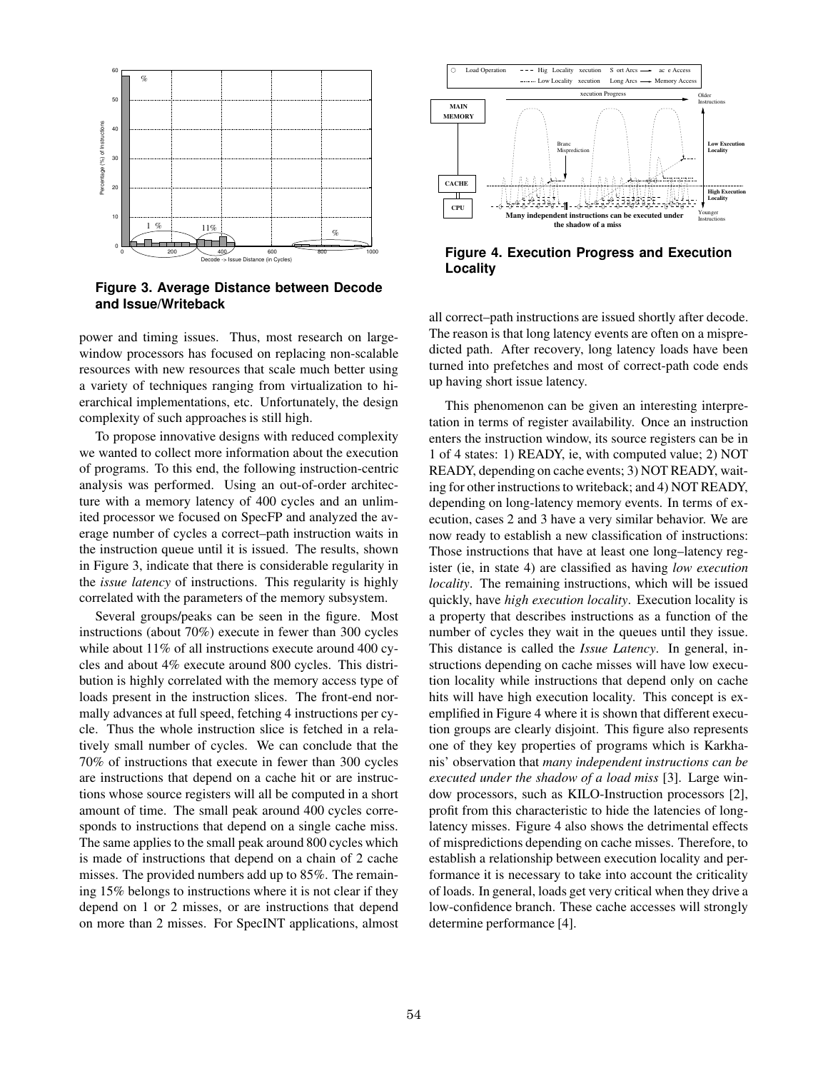**Figure 3. Average Distance between Decode and Issue/Writeback**

power and timing issues. Thus, most research on large-window processors has focused on replacing non-scalable resources with new resources that scale much better using a variety of techniques ranging from virtualization to hierarchical implementations, etc. Unfortunately, the design complexity of such approaches is still high.

To propose innovative designs with reduced complexity we wanted to collect more information about the execution of programs. To this end, the following instruction-centric analysis was performed. Using an out-of-order architecture with a memory latency of 400 cycles and an unlimited processor we focused on SpecFP and analyzed the average number of cycles a correct–path instruction waits in the instruction queue until it is issued. The results, shown in Figure 3, indicate that there is considerable regularity in the *issue latency* of instructions. This regularity is highly correlated with the parameters of the memory subsystem.

Several groups/peaks can be seen in the figure. Most instructions (about 70%) execute in fewer than 300 cycles while about 11% of all instructions execute around 400 cycles and about 4% execute around 800 cycles. This distribution is highly correlated with the memory access type of loads present in the instruction slices. The front-end normally advances at full speed, fetching 4 instructions per cycle. Thus the whole instruction slice is fetched in a relatively small number of cycles. We can conclude that the 70% of instructions that execute in fewer than 300 cycles are instructions that depend on a cache hit or are instructions whose source registers will all be computed in a short amount of time. The small peak around 400 cycles corresponds to instructions that depend on a single cache miss. The same applies to the small peak around 800 cycles which is made of instructions that depend on a chain of 2 cache misses. The provided numbers add up to 85%. The remaining 15% belongs to instructions where it is not clear if they depend on 1 or 2 misses, or are instructions that depend on more than 2 misses. For SpecINT applications, almost all correct–path instructions are issued shortly after decode. The reason is that long latency events are often on a mispredicted path. After recovery, long latency loads have been turned into prefetches and most of correct-path code ends up having short issue latency.

**Figure 4. Execution Progress and Execution Locality**

This phenomenon can be given an interesting interpretation in terms of register availability. Once an instruction enters the instruction window, its source registers can be in 1 of 4 states: 1) READY, ie, with computed value; 2) NOT READY, depending on cache events; 3) NOT READY, waiting for other instructions to writeback; and 4) NOT READY, depending on long-latency memory events. In terms of execution, cases 2 and 3 have a very similar behavior. We are now ready to establish a new classification of instructions: Those instructions that have at least one long–latency register (ie, in state 4) are classified as having *low execution locality*. The remaining instructions, which will be issued quickly, have *high execution locality*. Execution locality is a property that describes instructions as a function of the number of cycles they wait in the queues until they issue. This distance is called the *Issue Latency*. In general, instructions depending on cache misses will have low execution locality while instructions that depend only on cache hits will have high execution locality. This concept is exemplified in Figure 4 where it is shown that different execution groups are clearly disjoint. This figure also represents one of they key properties of programs which is Karkhanis' observation that *many independent instructions can be executed under the shadow of a load miss* [3]. Large window processors, such as KILO-Instruction processors [2], profit from this characteristic to hide the latencies of long-latency misses. Figure 4 also shows the detrimental effects of mispredictions depending on cache misses. Therefore, to establish a relationship between execution locality and performance it is necessary to take into account the criticality of loads. In general, loads get very critical when they drive a low-confidence branch. These cache accesses will strongly determine performance [4].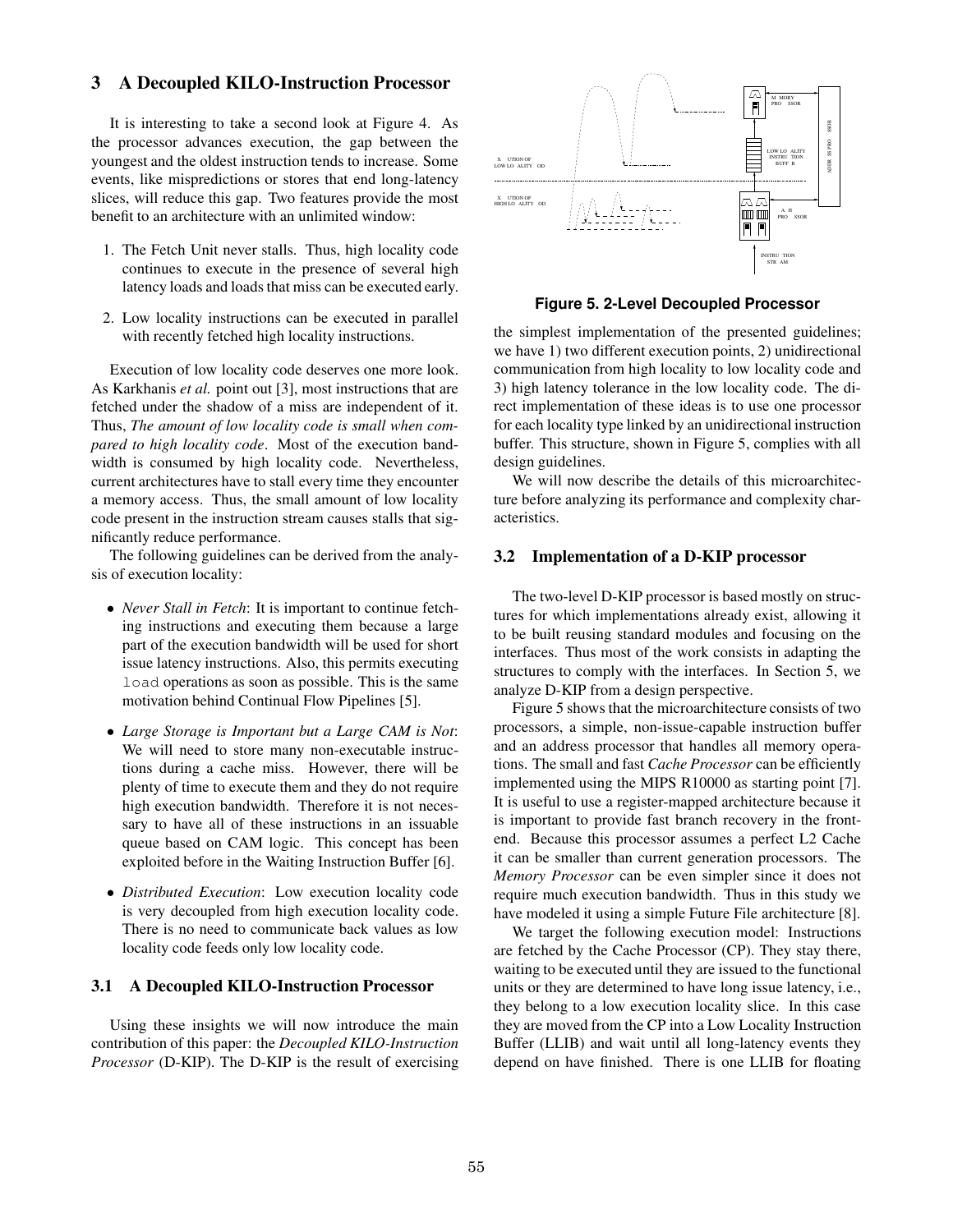## 3 A Decoupled KILO-Instruction Processor

It is interesting to take a second look at Figure 4. As the processor advances execution, the gap between the youngest and the oldest instruction tends to increase. Some events, like mispredictions or stores that end long-latency slices, will reduce this gap. Two features provide the most benefit to an architecture with an unlimited window:

1. The Fetch Unit never stalls. Thus, high locality code continues to execute in the presence of several high latency loads and loads that miss can be executed early.
2. Low locality instructions can be executed in parallel with recently fetched high locality instructions.

Execution of low locality code deserves one more look. As Karkhanis *et al.* point out [3], most instructions that are fetched under the shadow of a miss are independent of it. Thus, *The amount of low locality code is small when compared to high locality code*. Most of the execution bandwidth is consumed by high locality code. Nevertheless, current architectures have to stall every time they encounter a memory access. Thus, the small amount of low locality code present in the instruction stream causes stalls that significantly reduce performance.

The following guidelines can be derived from the analysis of execution locality:

- *Never Stall in Fetch*: It is important to continue fetching instructions and executing them because a large part of the execution bandwidth will be used for short issue latency instructions. Also, this permits executing `load` operations as soon as possible. This is the same motivation behind Continual Flow Pipelines [5].
- *Large Storage is Important but a Large CAM is Not*: We will need to store many non-executable instructions during a cache miss. However, there will be plenty of time to execute them and they do not require high execution bandwidth. Therefore it is not necessary to have all of these instructions in an issuable queue based on CAM logic. This concept has been exploited before in the Waiting Instruction Buffer [6].
- *Distributed Execution*: Low execution locality code is very decoupled from high execution locality code. There is no need to communicate back values as low locality code feeds only low locality code.

### 3.1 A Decoupled KILO-Instruction Processor

Using these insights we will now introduce the main contribution of this paper: the *Decoupled KILO-Instruction Processor* (D-KIP). The D-KIP is the result of exercising the simplest implementation of the presented guidelines; we have 1) two different execution points, 2) unidirectional communication from high locality to low locality code and 3) high latency tolerance in the low locality code. The direct implementation of these ideas is to use one processor for each locality type linked by an unidirectional instruction buffer. This structure, shown in Figure 5, complies with all design guidelines.

**Figure 5. 2-Level Decoupled Processor**

We will now describe the details of this microarchitecture before analyzing its performance and complexity characteristics.

### 3.2 Implementation of a D-KIP processor

The two-level D-KIP processor is based mostly on structures for which implementations already exist, allowing it to be built reusing standard modules and focusing on the interfaces. Thus most of the work consists in adapting the structures to comply with the interfaces. In Section 5, we analyze D-KIP from a design perspective.

Figure 5 shows that the microarchitecture consists of two processors, a simple, non-issue-capable instruction buffer and an address processor that handles all memory operations. The small and fast *Cache Processor* can be efficiently implemented using the MIPS R10000 as starting point [7]. It is useful to use a register-mapped architecture because it is important to provide fast branch recovery in the front-end. Because this processor assumes a perfect L2 Cache it can be smaller than current generation processors. The *Memory Processor* can be even simpler since it does not require much execution bandwidth. Thus in this study we have modeled it using a simple Future File architecture [8].

We target the following execution model: Instructions are fetched by the Cache Processor (CP). They stay there, waiting to be executed until they are issued to the functional units or they are determined to have long issue latency, i.e., they belong to a low execution locality slice. In this case they are moved from the CP into a Low Locality Instruction Buffer (LLIB) and wait until all long-latency events they depend on have finished. There is one LLIB for floating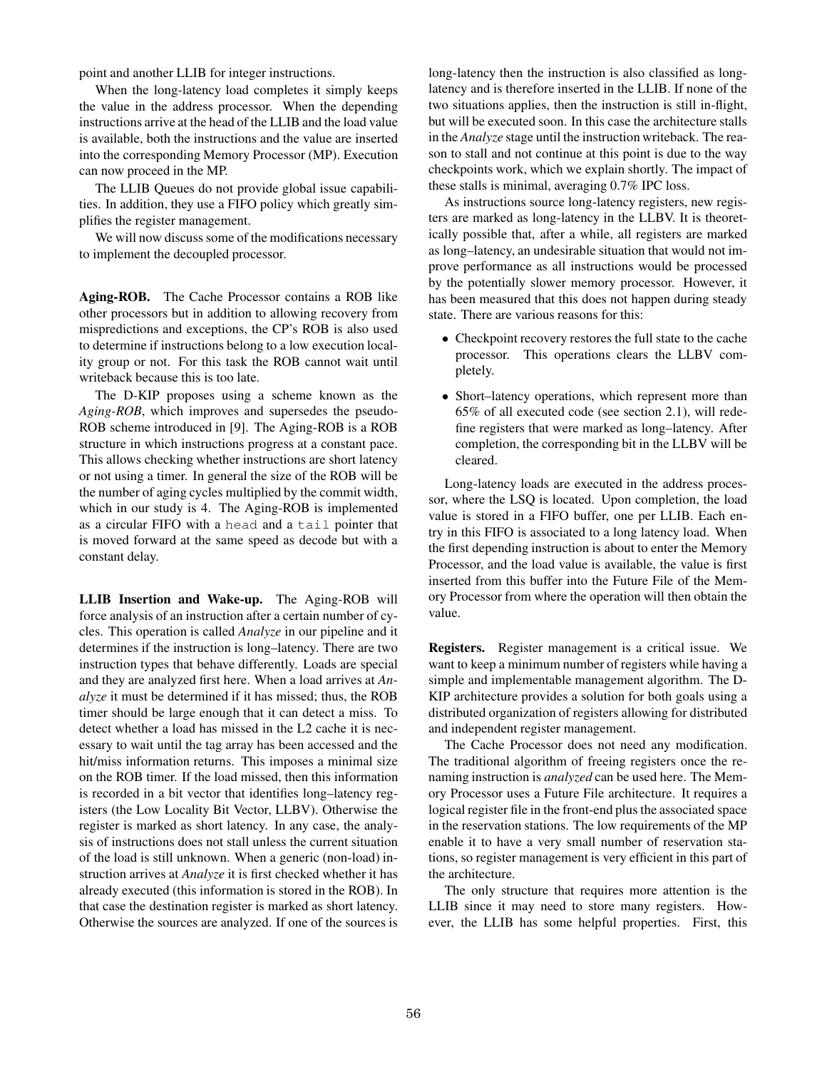point and another LLIB for integer instructions.

When the long-latency load completes it simply keeps the value in the address processor. When the depending instructions arrive at the head of the LLIB and the load value is available, both the instructions and the value are inserted into the corresponding Memory Processor (MP). Execution can now proceed in the MP.

The LLIB Queues do not provide global issue capabilities. In addition, they use a FIFO policy which greatly simplifies the register management.

We will now discuss some of the modifications necessary to implement the decoupled processor.

**Aging-ROB.** The Cache Processor contains a ROB like other processors but in addition to allowing recovery from mispredictions and exceptions, the CP's ROB is also used to determine if instructions belong to a low execution locality group or not. For this task the ROB cannot wait until writeback because this is too late.

The D-KIP proposes using a scheme known as the *Aging-ROB*, which improves and supersedes the pseudo-ROB scheme introduced in [9]. The Aging-ROB is a ROB structure in which instructions progress at a constant pace. This allows checking whether instructions are short latency or not using a timer. In general the size of the ROB will be the number of aging cycles multiplied by the commit width, which in our study is 4. The Aging-ROB is implemented as a circular FIFO with a `head` and a `tail` pointer that is moved forward at the same speed as decode but with a constant delay.

**LLIB Insertion and Wake-up.** The Aging-ROB will force analysis of an instruction after a certain number of cycles. This operation is called *Analyze* in our pipeline and it determines if the instruction is long–latency. There are two instruction types that behave differently. Loads are special and they are analyzed first here. When a load arrives at *Analyze* it must be determined if it has missed; thus, the ROB timer should be large enough that it can detect a miss. To detect whether a load has missed in the L2 cache it is necessary to wait until the tag array has been accessed and the hit/miss information returns. This imposes a minimal size on the ROB timer. If the load missed, then this information is recorded in a bit vector that identifies long–latency registers (the Low Locality Bit Vector, LLBV). Otherwise the register is marked as short latency. In any case, the analysis of instructions does not stall unless the current situation of the load is still unknown. When a generic (non-load) instruction arrives at *Analyze* it is first checked whether it has already executed (this information is stored in the ROB). In that case the destination register is marked as short latency. Otherwise the sources are analyzed. If one of the sources is long-latency then the instruction is also classified as long-latency and is therefore inserted in the LLIB. If none of the two situations applies, then the instruction is still in-flight, but will be executed soon. In this case the architecture stalls in the *Analyze* stage until the instruction writeback. The reason to stall and not continue at this point is due to the way checkpoints work, which we explain shortly. The impact of these stalls is minimal, averaging 0.7% IPC loss.

As instructions source long-latency registers, new registers are marked as long-latency in the LLBV. It is theoretically possible that, after a while, all registers are marked as long–latency, an undesirable situation that would not improve performance as all instructions would be processed by the potentially slower memory processor. However, it has been measured that this does not happen during steady state. There are various reasons for this:

- Checkpoint recovery restores the full state to the cache processor. This operations clears the LLBV completely.
- Short–latency operations, which represent more than 65% of all executed code (see section 2.1), will redefine registers that were marked as long–latency. After completion, the corresponding bit in the LLBV will be cleared.

Long-latency loads are executed in the address processor, where the LSQ is located. Upon completion, the load value is stored in a FIFO buffer, one per LLIB. Each entry in this FIFO is associated to a long latency load. When the first depending instruction is about to enter the Memory Processor, and the load value is available, the value is first inserted from this buffer into the Future File of the Memory Processor from where the operation will then obtain the value.

**Registers.** Register management is a critical issue. We want to keep a minimum number of registers while having a simple and implementable management algorithm. The D-KIP architecture provides a solution for both goals using a distributed organization of registers allowing for distributed and independent register management.

The Cache Processor does not need any modification. The traditional algorithm of freeing registers once the renaming instruction is *analyzed* can be used here. The Memory Processor uses a Future File architecture. It requires a logical register file in the front-end plus the associated space in the reservation stations. The low requirements of the MP enable it to have a very small number of reservation stations, so register management is very efficient in this part of the architecture.

The only structure that requires more attention is the LLIB since it may need to store many registers. However, the LLIB has some helpful properties. First, this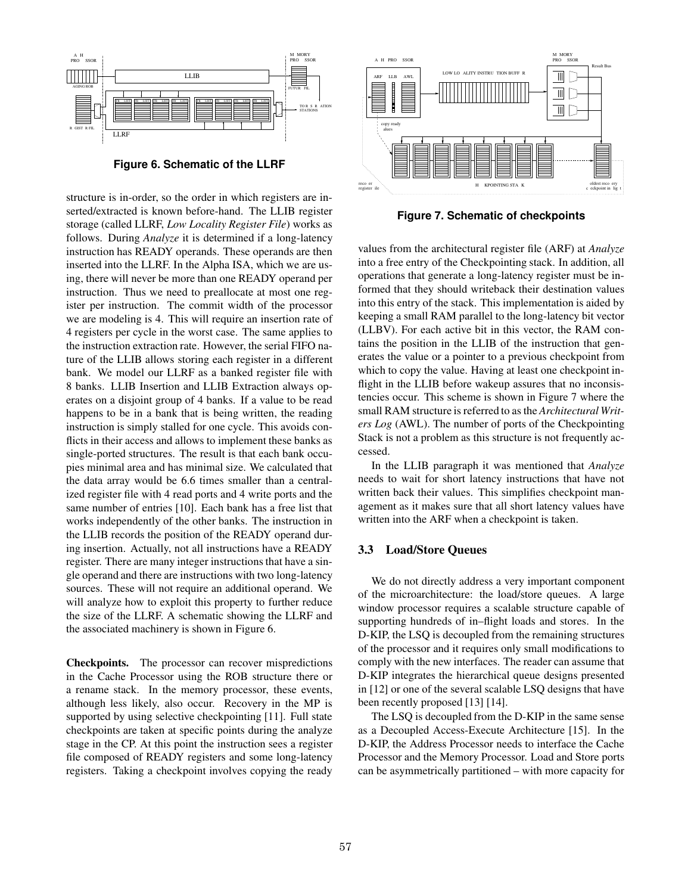Figure 6. Schematic of the LLRF

structure is in-order, so the order in which registers are inserted/extracted is known before-hand. The LLIB register storage (called LLRF, *Low Locality Register File*) works as follows. During *Analyze* it is determined if a long-latency instruction has READY operands. These operands are then inserted into the LLRF. In the Alpha ISA, which we are using, there will never be more than one READY operand per instruction. Thus we need to preallocate at most one register per instruction. The commit width of the processor we are modeling is 4. This will require an insertion rate of 4 registers per cycle in the worst case. The same applies to the instruction extraction rate. However, the serial FIFO nature of the LLIB allows storing each register in a different bank. We model our LLRF as a banked register file with 8 banks. LLIB Insertion and LLIB Extraction always operates on a disjoint group of 4 banks. If a value to be read happens to be in a bank that is being written, the reading instruction is simply stalled for one cycle. This avoids conflicts in their access and allows to implement these banks as single-ported structures. The result is that each bank occupies minimal area and has minimal size. We calculated that the data array would be 6.6 times smaller than a centralized register file with 4 read ports and 4 write ports and the same number of entries [10]. Each bank has a free list that works independently of the other banks. The instruction in the LLIB records the position of the READY operand during insertion. Actually, not all instructions have a READY register. There are many integer instructions that have a single operand and there are instructions with two long-latency sources. These will not require an additional operand. We will analyze how to exploit this property to further reduce the size of the LLRF. A schematic showing the LLRF and the associated machinery is shown in Figure 6.

**Checkpoints.** The processor can recover mispredictions in the Cache Processor using the ROB structure there or a rename stack. In the memory processor, these events, although less likely, also occur. Recovery in the MP is supported by using selective checkpointing [11]. Full state checkpoints are taken at specific points during the analyze stage in the CP. At this point the instruction sees a register file composed of READY registers and some long-latency registers. Taking a checkpoint involves copying the ready values from the architectural register file (ARF) at *Analyze* into a free entry of the Checkpointing stack. In addition, all operations that generate a long-latency register must be informed that they should writeback their destination values into this entry of the stack. This implementation is aided by keeping a small RAM parallel to the long-latency bit vector (LLBV). For each active bit in this vector, the RAM contains the position in the LLIB of the instruction that generates the value or a pointer to a previous checkpoint from which to copy the value. Having at least one checkpoint in-flight in the LLIB before wakeup assures that no inconsistencies occur. This scheme is shown in Figure 7 where the small RAM structure is referred to as the *Architectural Writers Log* (AWL). The number of ports of the Checkpointing Stack is not a problem as this structure is not frequently accessed.

Figure 7. Schematic of checkpoints

In the LLIB paragraph it was mentioned that *Analyze* needs to wait for short latency instructions that have not written back their values. This simplifies checkpoint management as it makes sure that all short latency values have written into the ARF when a checkpoint is taken.

### 3.3 Load/Store Queues

We do not directly address a very important component of the microarchitecture: the load/store queues. A large window processor requires a scalable structure capable of supporting hundreds of in–flight loads and stores. In the D-KIP, the LSQ is decoupled from the remaining structures of the processor and it requires only small modifications to comply with the new interfaces. The reader can assume that D-KIP integrates the hierarchical queue designs presented in [12] or one of the several scalable LSQ designs that have been recently proposed [13] [14].

The LSQ is decoupled from the D-KIP in the same sense as a Decoupled Access-Execute Architecture [15]. In the D-KIP, the Address Processor needs to interface the Cache Processor and the Memory Processor. Load and Store ports can be asymmetrically partitioned – with more capacity for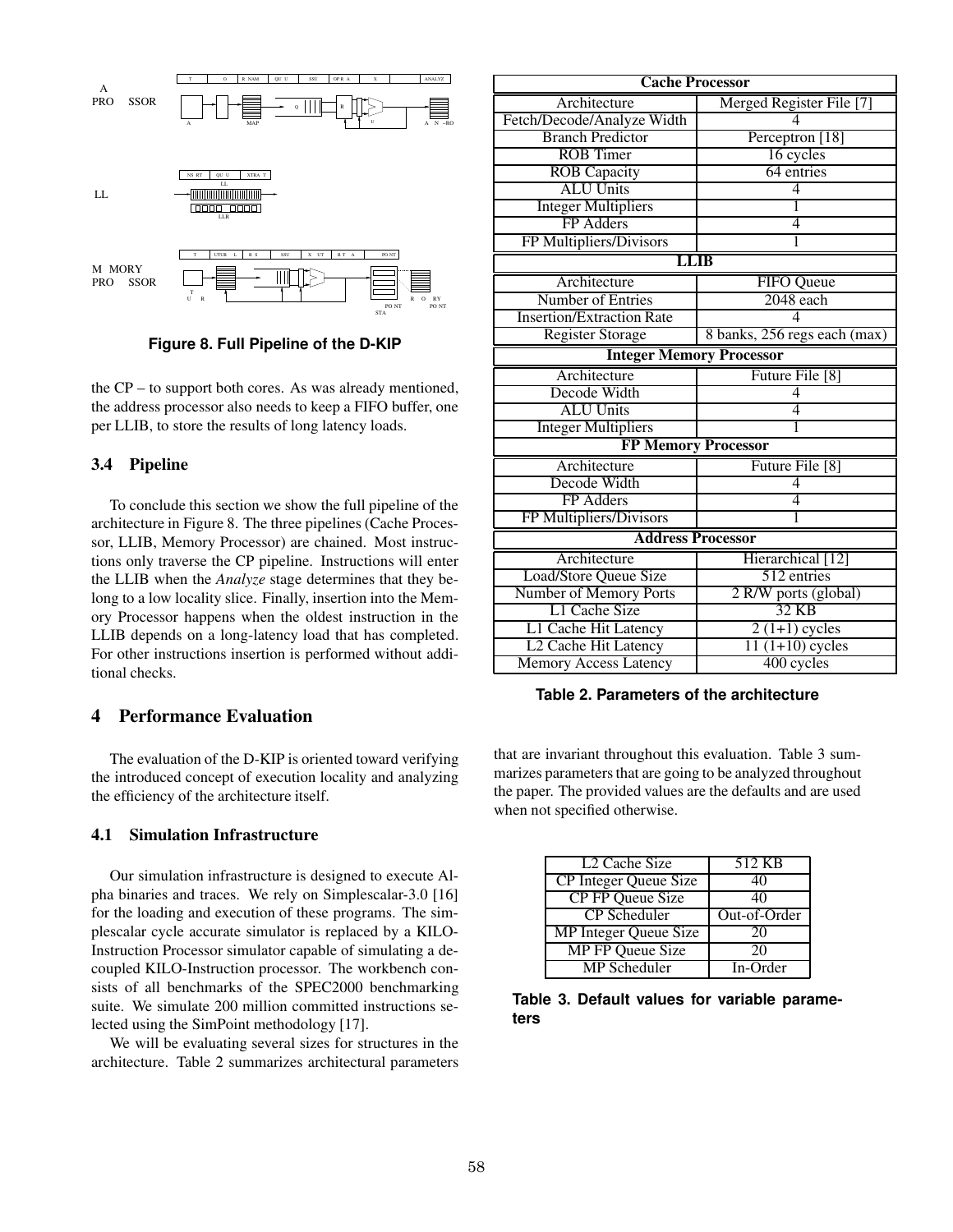**Figure 8. Full Pipeline of the D-KIP**

the CP – to support both cores. As was already mentioned, the address processor also needs to keep a FIFO buffer, one per LLIB, to store the results of long latency loads.

### 3.4 Pipeline

To conclude this section we show the full pipeline of the architecture in Figure 8. The three pipelines (Cache Processor, LLIB, Memory Processor) are chained. Most instructions only traverse the CP pipeline. Instructions will enter the LLIB when the *Analyze* stage determines that they belong to a low locality slice. Finally, insertion into the Memory Processor happens when the oldest instruction in the LLIB depends on a long-latency load that has completed. For other instructions insertion is performed without additional checks.

## 4 Performance Evaluation

The evaluation of the D-KIP is oriented toward verifying the introduced concept of execution locality and analyzing the efficiency of the architecture itself.

### 4.1 Simulation Infrastructure

Our simulation infrastructure is designed to execute Alpha binaries and traces. We rely on Simplescalar-3.0 [16] for the loading and execution of these programs. The simplescalar cycle accurate simulator is replaced by a KILO-Instruction Processor simulator capable of simulating a decoupled KILO-Instruction processor. The workbench consists of all benchmarks of the SPEC2000 benchmarking suite. We simulate 200 million committed instructions selected using the SimPoint methodology [17].

We will be evaluating several sizes for structures in the architecture. Table 2 summarizes architectural parameters that are invariant throughout this evaluation. Table 3 summarizes parameters that are going to be analyzed throughout the paper. The provided values are the defaults and are used when not specified otherwise.

| **Cache Processor** | |
|---|---|
| Architecture | Merged Register File [7] |
| Fetch/Decode/Analyze Width | 4 |
| Branch Predictor | Perceptron [18] |
| ROB Timer | 16 cycles |
| ROB Capacity | 64 entries |
| ALU Units | 4 |
| Integer Multipliers | 1 |
| FP Adders | 4 |
| FP Multipliers/Divisors | 1 |
| **LLIB** | |
| Architecture | FIFO Queue |
| Number of Entries | 2048 each |
| Insertion/Extraction Rate | 4 |
| Register Storage | 8 banks, 256 regs each (max) |
| **Integer Memory Processor** | |
| Architecture | Future File [8] |
| Decode Width | 4 |
| ALU Units | 4 |
| Integer Multipliers | 1 |
| **FP Memory Processor** | |
| Architecture | Future File [8] |
| Decode Width | 4 |
| FP Adders | 4 |
| FP Multipliers/Divisors | 1 |
| **Address Processor** | |
| Architecture | Hierarchical [12] |
| Load/Store Queue Size | 512 entries |
| Number of Memory Ports | 2 R/W ports (global) |
| L1 Cache Size | 32 KB |
| L1 Cache Hit Latency | 2 (1+1) cycles |
| L2 Cache Hit Latency | 11 (1+10) cycles |
| Memory Access Latency | 400 cycles |

**Table 2. Parameters of the architecture**

| L2 Cache Size | 512 KB |
|---|---|
| CP Integer Queue Size | 40 |
| CP FP Queue Size | 40 |
| CP Scheduler | Out-of-Order |
| MP Integer Queue Size | 20 |
| MP FP Queue Size | 20 |
| MP Scheduler | In-Order |

**Table 3. Default values for variable parameters**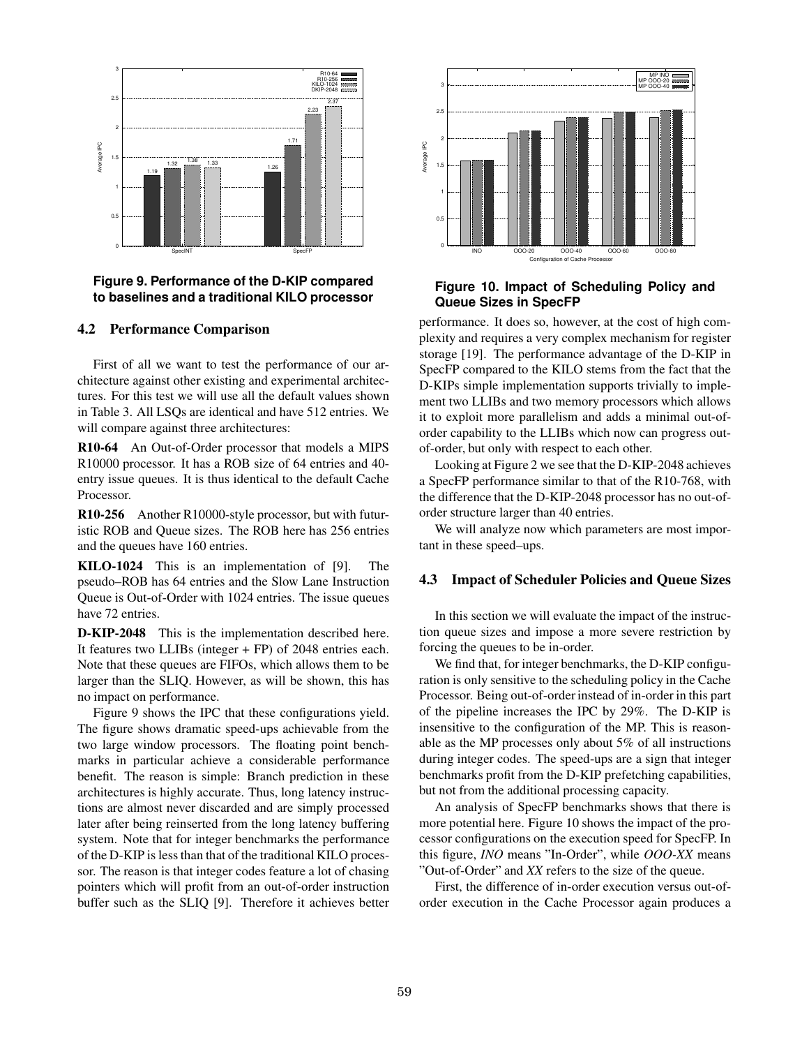**Figure 9. Performance of the D-KIP compared to baselines and a traditional KILO processor**

**Figure 10. Impact of Scheduling Policy and Queue Sizes in SpecFP**

### 4.2 Performance Comparison

First of all we want to test the performance of our architecture against other existing and experimental architectures. For this test we will use all the default values shown in Table 3. All LSQs are identical and have 512 entries. We will compare against three architectures:

**R10-64** An Out-of-Order processor that models a MIPS R10000 processor. It has a ROB size of 64 entries and 40-entry issue queues. It is thus identical to the default Cache Processor.

**R10-256** Another R10000-style processor, but with futuristic ROB and Queue sizes. The ROB here has 256 entries and the queues have 160 entries.

**KILO-1024** This is an implementation of [9]. The pseudo–ROB has 64 entries and the Slow Lane Instruction Queue is Out-of-Order with 1024 entries. The issue queues have 72 entries.

**D-KIP-2048** This is the implementation described here. It features two LLIBs (integer + FP) of 2048 entries each. Note that these queues are FIFOs, which allows them to be larger than the SLIQ. However, as will be shown, this has no impact on performance.

Figure 9 shows the IPC that these configurations yield. The figure shows dramatic speed-ups achievable from the two large window processors. The floating point benchmarks in particular achieve a considerable performance benefit. The reason is simple: Branch prediction in these architectures is highly accurate. Thus, long latency instructions are almost never discarded and are simply processed later after being reinserted from the long latency buffering system. Note that for integer benchmarks the performance of the D-KIP is less than that of the traditional KILO processor. The reason is that integer codes feature a lot of chasing pointers which will profit from an out-of-order instruction buffer such as the SLIQ [9]. Therefore it achieves better performance. It does so, however, at the cost of high complexity and requires a very complex mechanism for register storage [19]. The performance advantage of the D-KIP in SpecFP compared to the KILO stems from the fact that the D-KIPs simple implementation supports trivially to implement two LLIBs and two memory processors which allows it to exploit more parallelism and adds a minimal out-of-order capability to the LLIBs which now can progress out-of-order, but only with respect to each other.

Looking at Figure 2 we see that the D-KIP-2048 achieves a SpecFP performance similar to that of the R10-768, with the difference that the D-KIP-2048 processor has no out-of-order structure larger than 40 entries.

We will analyze now which parameters are most important in these speed–ups.

### 4.3 Impact of Scheduler Policies and Queue Sizes

In this section we will evaluate the impact of the instruction queue sizes and impose a more severe restriction by forcing the queues to be in-order.

We find that, for integer benchmarks, the D-KIP configuration is only sensitive to the scheduling policy in the Cache Processor. Being out-of-order instead of in-order in this part of the pipeline increases the IPC by 29%. The D-KIP is insensitive to the configuration of the MP. This is reasonable as the MP processes only about 5% of all instructions during integer codes. The speed-ups are a sign that integer benchmarks profit from the D-KIP prefetching capabilities, but not from the additional processing capacity.

An analysis of SpecFP benchmarks shows that there is more potential here. Figure 10 shows the impact of the processor configurations on the execution speed for SpecFP. In this figure, *INO* means "In-Order", while *OOO-XX* means "Out-of-Order" and *XX* refers to the size of the queue.

First, the difference of in-order execution versus out-of-order execution in the Cache Processor again produces a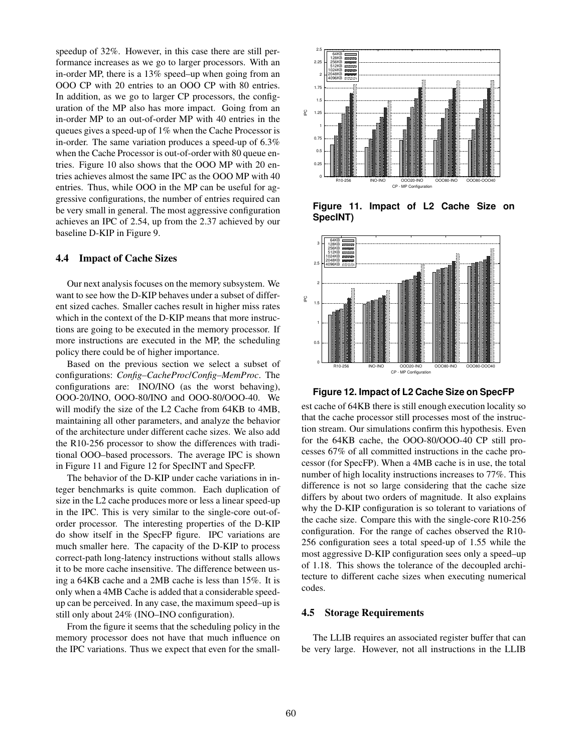speedup of 32%. However, in this case there are still performance increases as we go to larger processors. With an in-order MP, there is a 13% speed–up when going from an OOO CP with 20 entries to an OOO CP with 80 entries. In addition, as we go to larger CP processors, the configuration of the MP also has more impact. Going from an in-order MP to an out-of-order MP with 40 entries in the queues gives a speed-up of 1% when the Cache Processor is in-order. The same variation produces a speed-up of 6.3% when the Cache Processor is out-of-order with 80 queue entries. Figure 10 also shows that the OOO MP with 20 entries achieves almost the same IPC as the OOO MP with 40 entries. Thus, while OOO in the MP can be useful for aggressive configurations, the number of entries required can be very small in general. The most aggressive configuration achieves an IPC of 2.54, up from the 2.37 achieved by our baseline D-KIP in Figure 9.

### 4.4 Impact of Cache Sizes

Our next analysis focuses on the memory subsystem. We want to see how the D-KIP behaves under a subset of different sized caches. Smaller caches result in higher miss rates which in the context of the D-KIP means that more instructions are going to be executed in the memory processor. If more instructions are executed in the MP, the scheduling policy there could be of higher importance.

Based on the previous section we select a subset of configurations: *Config–CacheProc/Config–MemProc*. The configurations are: INO/INO (as the worst behaving), OOO-20/INO, OOO-80/INO and OOO-80/OOO-40. We will modify the size of the L2 Cache from 64KB to 4MB, maintaining all other parameters, and analyze the behavior of the architecture under different cache sizes. We also add the R10-256 processor to show the differences with traditional OOO–based processors. The average IPC is shown in Figure 11 and Figure 12 for SpecINT and SpecFP.

The behavior of the D-KIP under cache variations in integer benchmarks is quite common. Each duplication of size in the L2 cache produces more or less a linear speed-up in the IPC. This is very similar to the single-core out-of-order processor. The interesting properties of the D-KIP do show itself in the SpecFP figure. IPC variations are much smaller here. The capacity of the D-KIP to process correct-path long-latency instructions without stalls allows it to be more cache insensitive. The difference between using a 64KB cache and a 2MB cache is less than 15%. It is only when a 4MB Cache is added that a considerable speedup can be perceived. In any case, the maximum speed–up is still only about 24% (INO–INO configuration).

From the figure it seems that the scheduling policy in the memory processor does not have that much influence on the IPC variations. Thus we expect that even for the smallest cache of 64KB there is still enough execution locality so that the cache processor still processes most of the instruction stream. Our simulations confirm this hypothesis. Even for the 64KB cache, the OOO-80/OOO-40 CP still processes 67% of all committed instructions in the cache processor (for SpecFP). When a 4MB cache is in use, the total number of high locality instructions increases to 77%. This difference is not so large considering that the cache size differs by about two orders of magnitude. It also explains why the D-KIP configuration is so tolerant to variations of the cache size. Compare this with the single-core R10-256 configuration. For the range of caches observed the R10-256 configuration sees a total speed-up of 1.55 while the most aggressive D-KIP configuration sees only a speed–up of 1.18. This shows the tolerance of the decoupled architecture to different cache sizes when executing numerical codes.

**Figure 11. Impact of L2 Cache Size on SpecINT)**

**Figure 12. Impact of L2 Cache Size on SpecFP**

### 4.5 Storage Requirements

The LLIB requires an associated register buffer that can be very large. However, not all instructions in the LLIB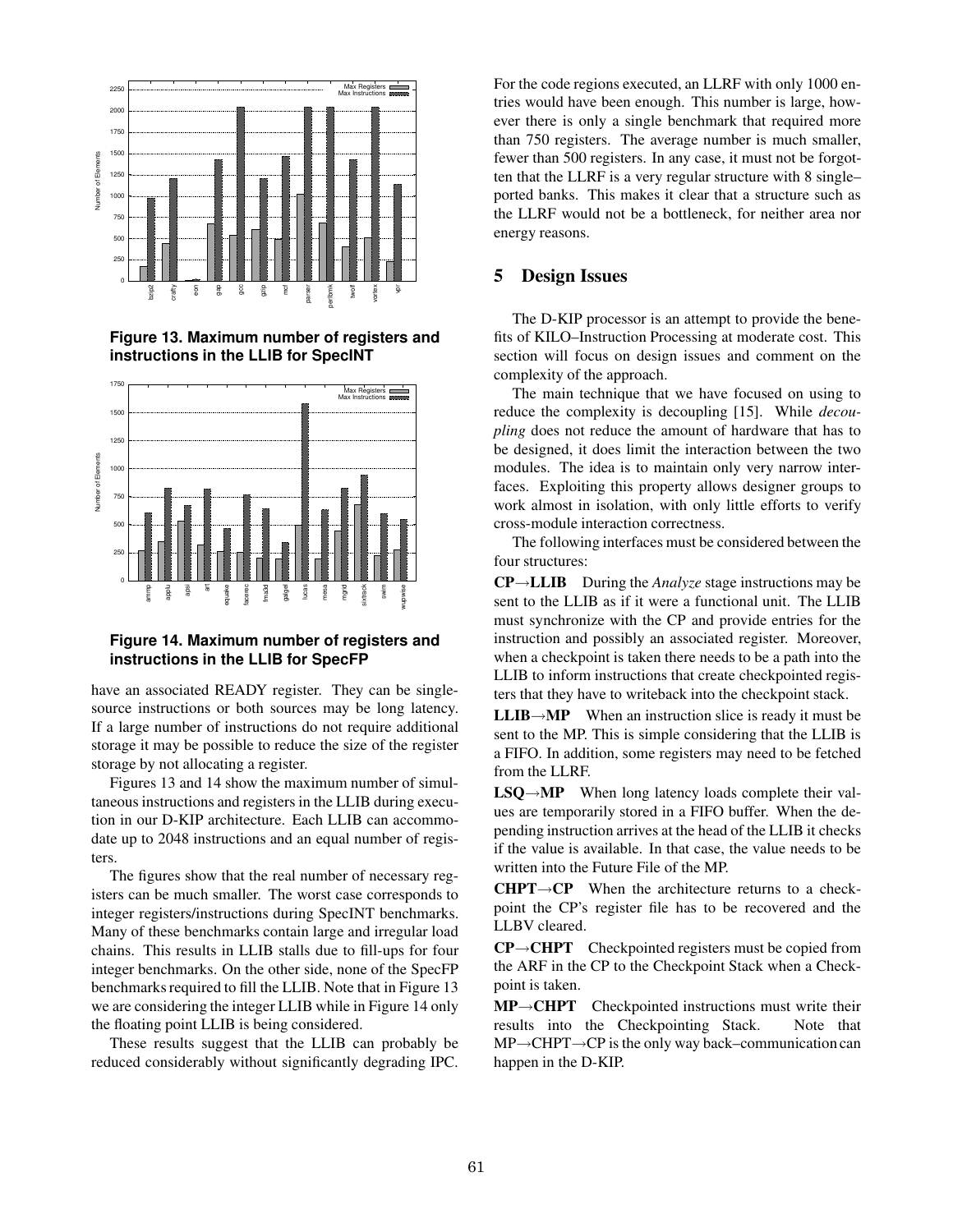2250
2000
1750
1500
1250
1000
750
500
250
0

Number of Elements

Max Registers
Max Instructions

bzip2 crafty eon gap gcc gzip mcf parser perlbmk twolf vortex vpr

**Figure 13. Maximum number of registers and instructions in the LLIB for SpecINT**

1750
1500
1250
1000
750
500
250
0

Number of Elements

Max Registers
Max Instructions

ammp applu apsi art equake facerec fma3d galgel lucas mesa mgrid sixtrack swim wupwise

**Figure 14. Maximum number of registers and instructions in the LLIB for SpecFP**

have an associated READY register. They can be single-source instructions or both sources may be long latency. If a large number of instructions do not require additional storage it may be possible to reduce the size of the register storage by not allocating a register.

Figures 13 and 14 show the maximum number of simultaneous instructions and registers in the LLIB during execution in our D-KIP architecture. Each LLIB can accommodate up to 2048 instructions and an equal number of registers.

The figures show that the real number of necessary registers can be much smaller. The worst case corresponds to integer registers/instructions during SpecINT benchmarks. Many of these benchmarks contain large and irregular load chains. This results in LLIB stalls due to fill-ups for four integer benchmarks. On the other side, none of the SpecFP benchmarks required to fill the LLIB. Note that in Figure 13 we are considering the integer LLIB while in Figure 14 only the floating point LLIB is being considered.

These results suggest that the LLIB can probably be reduced considerably without significantly degrading IPC. For the code regions executed, an LLRF with only 1000 entries would have been enough. This number is large, however there is only a single benchmark that required more than 750 registers. The average number is much smaller, fewer than 500 registers. In any case, it must not be forgotten that the LLRF is a very regular structure with 8 single–ported banks. This makes it clear that a structure such as the LLRF would not be a bottleneck, for neither area nor energy reasons.

## 5 Design Issues

The D-KIP processor is an attempt to provide the benefits of KILO–Instruction Processing at moderate cost. This section will focus on design issues and comment on the complexity of the approach.

The main technique that we have focused on using to reduce the complexity is decoupling [15]. While *decoupling* does not reduce the amount of hardware that has to be designed, it does limit the interaction between the two modules. The idea is to maintain only very narrow interfaces. Exploiting this property allows designer groups to work almost in isolation, with only little efforts to verify cross-module interaction correctness.

The following interfaces must be considered between the four structures:

**CP→LLIB** During the *Analyze* stage instructions may be sent to the LLIB as if it were a functional unit. The LLIB must synchronize with the CP and provide entries for the instruction and possibly an associated register. Moreover, when a checkpoint is taken there needs to be a path into the LLIB to inform instructions that create checkpointed registers that they have to writeback into the checkpoint stack.

**LLIB→MP** When an instruction slice is ready it must be sent to the MP. This is simple considering that the LLIB is a FIFO. In addition, some registers may need to be fetched from the LLRF.

**LSQ→MP** When long latency loads complete their values are temporarily stored in a FIFO buffer. When the depending instruction arrives at the head of the LLIB it checks if the value is available. In that case, the value needs to be written into the Future File of the MP.

**CHPT→CP** When the architecture returns to a checkpoint the CP's register file has to be recovered and the LLBV cleared.

**CP→CHPT** Checkpointed registers must be copied from the ARF in the CP to the Checkpoint Stack when a Checkpoint is taken.

**MP→CHPT** Checkpointed instructions must write their results into the Checkpointing Stack. Note that MP→CHPT→CP is the only way back–communication can happen in the D-KIP.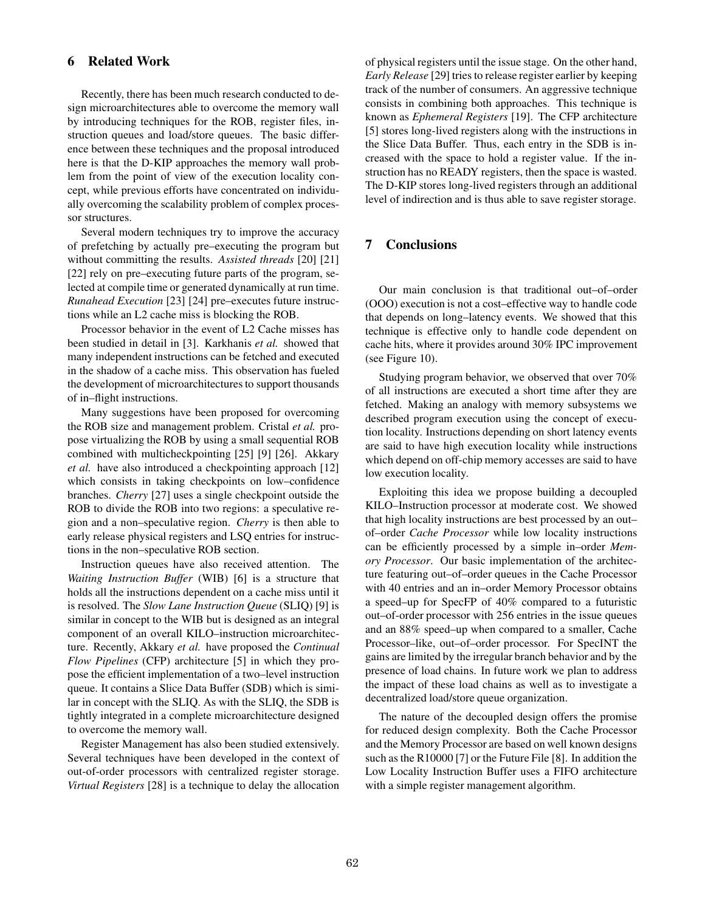## 6 Related Work

Recently, there has been much research conducted to design microarchitectures able to overcome the memory wall by introducing techniques for the ROB, register files, instruction queues and load/store queues. The basic difference between these techniques and the proposal introduced here is that the D-KIP approaches the memory wall problem from the point of view of the execution locality concept, while previous efforts have concentrated on individually overcoming the scalability problem of complex processor structures.

Several modern techniques try to improve the accuracy of prefetching by actually pre–executing the program but without committing the results. *Assisted threads* [20] [21] [22] rely on pre–executing future parts of the program, selected at compile time or generated dynamically at run time. *Runahead Execution* [23] [24] pre–executes future instructions while an L2 cache miss is blocking the ROB.

Processor behavior in the event of L2 Cache misses has been studied in detail in [3]. Karkhanis *et al.* showed that many independent instructions can be fetched and executed in the shadow of a cache miss. This observation has fueled the development of microarchitectures to support thousands of in–flight instructions.

Many suggestions have been proposed for overcoming the ROB size and management problem. Cristal *et al.* propose virtualizing the ROB by using a small sequential ROB combined with multicheckpointing [25] [9] [26]. Akkary *et al.* have also introduced a checkpointing approach [12] which consists in taking checkpoints on low–confidence branches. *Cherry* [27] uses a single checkpoint outside the ROB to divide the ROB into two regions: a speculative region and a non–speculative region. *Cherry* is then able to early release physical registers and LSQ entries for instructions in the non–speculative ROB section.

Instruction queues have also received attention. The *Waiting Instruction Buffer* (WIB) [6] is a structure that holds all the instructions dependent on a cache miss until it is resolved. The *Slow Lane Instruction Queue* (SLIQ) [9] is similar in concept to the WIB but is designed as an integral component of an overall KILO–instruction microarchitecture. Recently, Akkary *et al.* have proposed the *Continual Flow Pipelines* (CFP) architecture [5] in which they propose the efficient implementation of a two–level instruction queue. It contains a Slice Data Buffer (SDB) which is similar in concept with the SLIQ. As with the SLIQ, the SDB is tightly integrated in a complete microarchitecture designed to overcome the memory wall.

Register Management has also been studied extensively. Several techniques have been developed in the context of out-of-order processors with centralized register storage. *Virtual Registers* [28] is a technique to delay the allocation of physical registers until the issue stage. On the other hand, *Early Release* [29] tries to release register earlier by keeping track of the number of consumers. An aggressive technique consists in combining both approaches. This technique is known as *Ephemeral Registers* [19]. The CFP architecture [5] stores long-lived registers along with the instructions in the Slice Data Buffer. Thus, each entry in the SDB is increased with the space to hold a register value. If the instruction has no READY registers, then the space is wasted. The D-KIP stores long-lived registers through an additional level of indirection and is thus able to save register storage.

## 7 Conclusions

Our main conclusion is that traditional out–of–order (OOO) execution is not a cost–effective way to handle code that depends on long–latency events. We showed that this technique is effective only to handle code dependent on cache hits, where it provides around 30% IPC improvement (see Figure 10).

Studying program behavior, we observed that over 70% of all instructions are executed a short time after they are fetched. Making an analogy with memory subsystems we described program execution using the concept of execution locality. Instructions depending on short latency events are said to have high execution locality while instructions which depend on off-chip memory accesses are said to have low execution locality.

Exploiting this idea we propose building a decoupled KILO–Instruction processor at moderate cost. We showed that high locality instructions are best processed by an out–of–order *Cache Processor* while low locality instructions can be efficiently processed by a simple in–order *Memory Processor*. Our basic implementation of the architecture featuring out–of–order queues in the Cache Processor with 40 entries and an in–order Memory Processor obtains a speed–up for SpecFP of 40% compared to a futuristic out–of-order processor with 256 entries in the issue queues and an 88% speed–up when compared to a smaller, Cache Processor–like, out–of–order processor. For SpecINT the gains are limited by the irregular branch behavior and by the presence of load chains. In future work we plan to address the impact of these load chains as well as to investigate a decentralized load/store queue organization.

The nature of the decoupled design offers the promise for reduced design complexity. Both the Cache Processor and the Memory Processor are based on well known designs such as the R10000 [7] or the Future File [8]. In addition the Low Locality Instruction Buffer uses a FIFO architecture with a simple register management algorithm.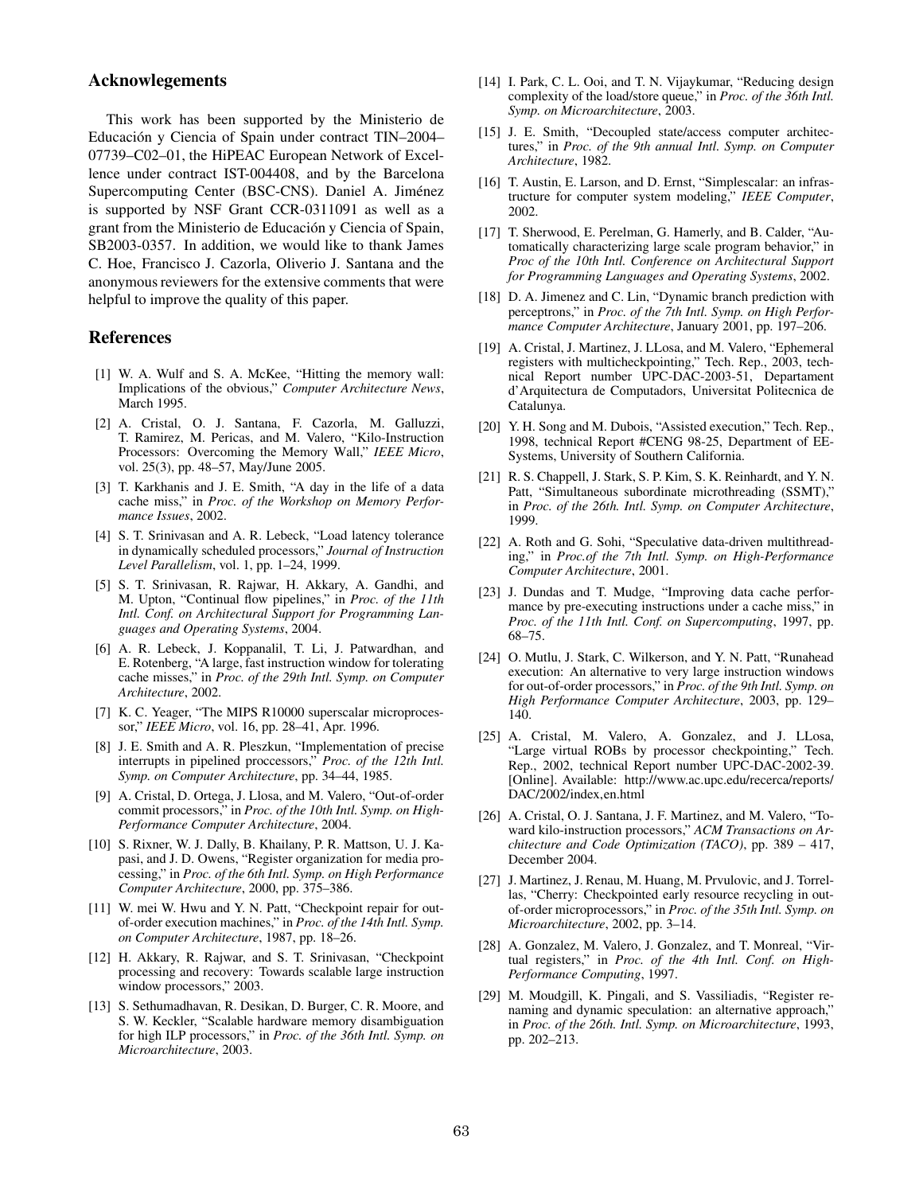## Acknowlegements

This work has been supported by the Ministerio de Educación y Ciencia of Spain under contract TIN–2004–07739–C02–01, the HiPEAC European Network of Excellence under contract IST-004408, and by the Barcelona Supercomputing Center (BSC-CNS). Daniel A. Jiménez is supported by NSF Grant CCR-0311091 as well as a grant from the Ministerio de Educación y Ciencia of Spain, SB2003-0357. In addition, we would like to thank James C. Hoe, Francisco J. Cazorla, Oliverio J. Santana and the anonymous reviewers for the extensive comments that were helpful to improve the quality of this paper.

## References

[1] W. A. Wulf and S. A. McKee, "Hitting the memory wall: Implications of the obvious," *Computer Architecture News*, March 1995.

[2] A. Cristal, O. J. Santana, F. Cazorla, M. Galluzzi, T. Ramirez, M. Pericas, and M. Valero, "Kilo-Instruction Processors: Overcoming the Memory Wall," *IEEE Micro*, vol. 25(3), pp. 48–57, May/June 2005.

[3] T. Karkhanis and J. E. Smith, "A day in the life of a data cache miss," in *Proc. of the Workshop on Memory Performance Issues*, 2002.

[4] S. T. Srinivasan and A. R. Lebeck, "Load latency tolerance in dynamically scheduled processors," *Journal of Instruction Level Parallelism*, vol. 1, pp. 1–24, 1999.

[5] S. T. Srinivasan, R. Rajwar, H. Akkary, A. Gandhi, and M. Upton, "Continual flow pipelines," in *Proc. of the 11th Intl. Conf. on Architectural Support for Programming Languages and Operating Systems*, 2004.

[6] A. R. Lebeck, J. Koppanalil, T. Li, J. Patwardhan, and E. Rotenberg, "A large, fast instruction window for tolerating cache misses," in *Proc. of the 29th Intl. Symp. on Computer Architecture*, 2002.

[7] K. C. Yeager, "The MIPS R10000 superscalar microprocessor," *IEEE Micro*, vol. 16, pp. 28–41, Apr. 1996.

[8] J. E. Smith and A. R. Pleszkun, "Implementation of precise interrupts in pipelined proccessors," *Proc. of the 12th Intl. Symp. on Computer Architecture*, pp. 34–44, 1985.

[9] A. Cristal, D. Ortega, J. Llosa, and M. Valero, "Out-of-order commit processors," in *Proc. of the 10th Intl. Symp. on High-Performance Computer Architecture*, 2004.

[10] S. Rixner, W. J. Dally, B. Khailany, P. R. Mattson, U. J. Kapasi, and J. D. Owens, "Register organization for media processing," in *Proc. of the 6th Intl. Symp. on High Performance Computer Architecture*, 2000, pp. 375–386.

[11] W. mei W. Hwu and Y. N. Patt, "Checkpoint repair for out-of-order execution machines," in *Proc. of the 14th Intl. Symp. on Computer Architecture*, 1987, pp. 18–26.

[12] H. Akkary, R. Rajwar, and S. T. Srinivasan, "Checkpoint processing and recovery: Towards scalable large instruction window processors," 2003.

[13] S. Sethumadhavan, R. Desikan, D. Burger, C. R. Moore, and S. W. Keckler, "Scalable hardware memory disambiguation for high ILP processors," in *Proc. of the 36th Intl. Symp. on Microarchitecture*, 2003.

[14] I. Park, C. L. Ooi, and T. N. Vijaykumar, "Reducing design complexity of the load/store queue," in *Proc. of the 36th Intl. Symp. on Microarchitecture*, 2003.

[15] J. E. Smith, "Decoupled state/access computer architectures," in *Proc. of the 9th annual Intl. Symp. on Computer Architecture*, 1982.

[16] T. Austin, E. Larson, and D. Ernst, "Simplescalar: an infrastructure for computer system modeling," *IEEE Computer*, 2002.

[17] T. Sherwood, E. Perelman, G. Hamerly, and B. Calder, "Automatically characterizing large scale program behavior," in *Proc of the 10th Intl. Conference on Architectural Support for Programming Languages and Operating Systems*, 2002.

[18] D. A. Jimenez and C. Lin, "Dynamic branch prediction with perceptrons," in *Proc. of the 7th Intl. Symp. on High Performance Computer Architecture*, January 2001, pp. 197–206.

[19] A. Cristal, J. Martinez, J. LLosa, and M. Valero, "Ephemeral registers with multicheckpointing," Tech. Rep., 2003, technical Report number UPC-DAC-2003-51, Departament d'Arquitectura de Computadors, Universitat Politecnica de Catalunya.

[20] Y. H. Song and M. Dubois, "Assisted execution," Tech. Rep., 1998, technical Report #CENG 98-25, Department of EE-Systems, University of Southern California.

[21] R. S. Chappell, J. Stark, S. P. Kim, S. K. Reinhardt, and Y. N. Patt, "Simultaneous subordinate microthreading (SSMT)," in *Proc. of the 26th. Intl. Symp. on Computer Architecture*, 1999.

[22] A. Roth and G. Sohi, "Speculative data-driven multithreading," in *Proc.of the 7th Intl. Symp. on High-Performance Computer Architecture*, 2001.

[23] J. Dundas and T. Mudge, "Improving data cache performance by pre-executing instructions under a cache miss," in *Proc. of the 11th Intl. Conf. on Supercomputing*, 1997, pp. 68–75.

[24] O. Mutlu, J. Stark, C. Wilkerson, and Y. N. Patt, "Runahead execution: An alternative to very large instruction windows for out-of-order processors," in *Proc. of the 9th Intl. Symp. on High Performance Computer Architecture*, 2003, pp. 129–140.

[25] A. Cristal, M. Valero, A. Gonzalez, and J. LLosa, "Large virtual ROBs by processor checkpointing," Tech. Rep., 2002, technical Report number UPC-DAC-2002-39. [Online]. Available: http://www.ac.upc.edu/recerca/reports/DAC/2002/index,en.html

[26] A. Cristal, O. J. Santana, J. F. Martinez, and M. Valero, "Toward kilo-instruction processors," *ACM Transactions on Architecture and Code Optimization (TACO)*, pp. 389 – 417, December 2004.

[27] J. Martinez, J. Renau, M. Huang, M. Prvulovic, and J. Torrellas, "Cherry: Checkpointed early resource recycling in out-of-order microprocessors," in *Proc. of the 35th Intl. Symp. on Microarchitecture*, 2002, pp. 3–14.

[28] A. Gonzalez, M. Valero, J. Gonzalez, and T. Monreal, "Virtual registers," in *Proc. of the 4th Intl. Conf. on High-Performance Computing*, 1997.

[29] M. Moudgill, K. Pingali, and S. Vassiliadis, "Register renaming and dynamic speculation: an alternative approach," in *Proc. of the 26th. Intl. Symp. on Microarchitecture*, 1993, pp. 202–213.